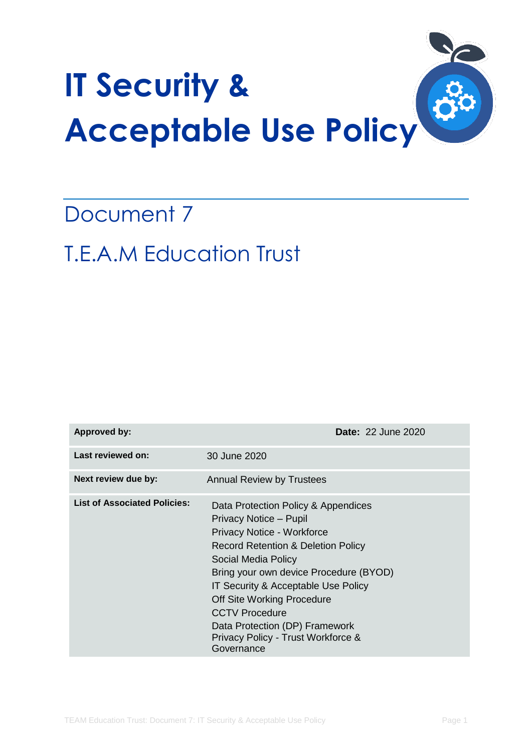# IT Security & Acceptable Use Policy

## Document 7

## T.E.A.M Education Trust

| Approved by: | Date: 22 June 2020 |
|---|---|
| Last reviewed on: | 30 June 2020 |
| Next review due by: | Annual Review by Trustees |
| List of Associated Policies: | Data Protection Policy & Appendices<br>Privacy Notice – Pupil<br>Privacy Notice - Workforce<br>Record Retention & Deletion Policy<br>Social Media Policy<br>Bring your own device Procedure (BYOD)<br>IT Security & Acceptable Use Policy<br>Off Site Working Procedure<br>CCTV Procedure<br>Data Protection (DP) Framework<br>Privacy Policy - Trust Workforce & Governance |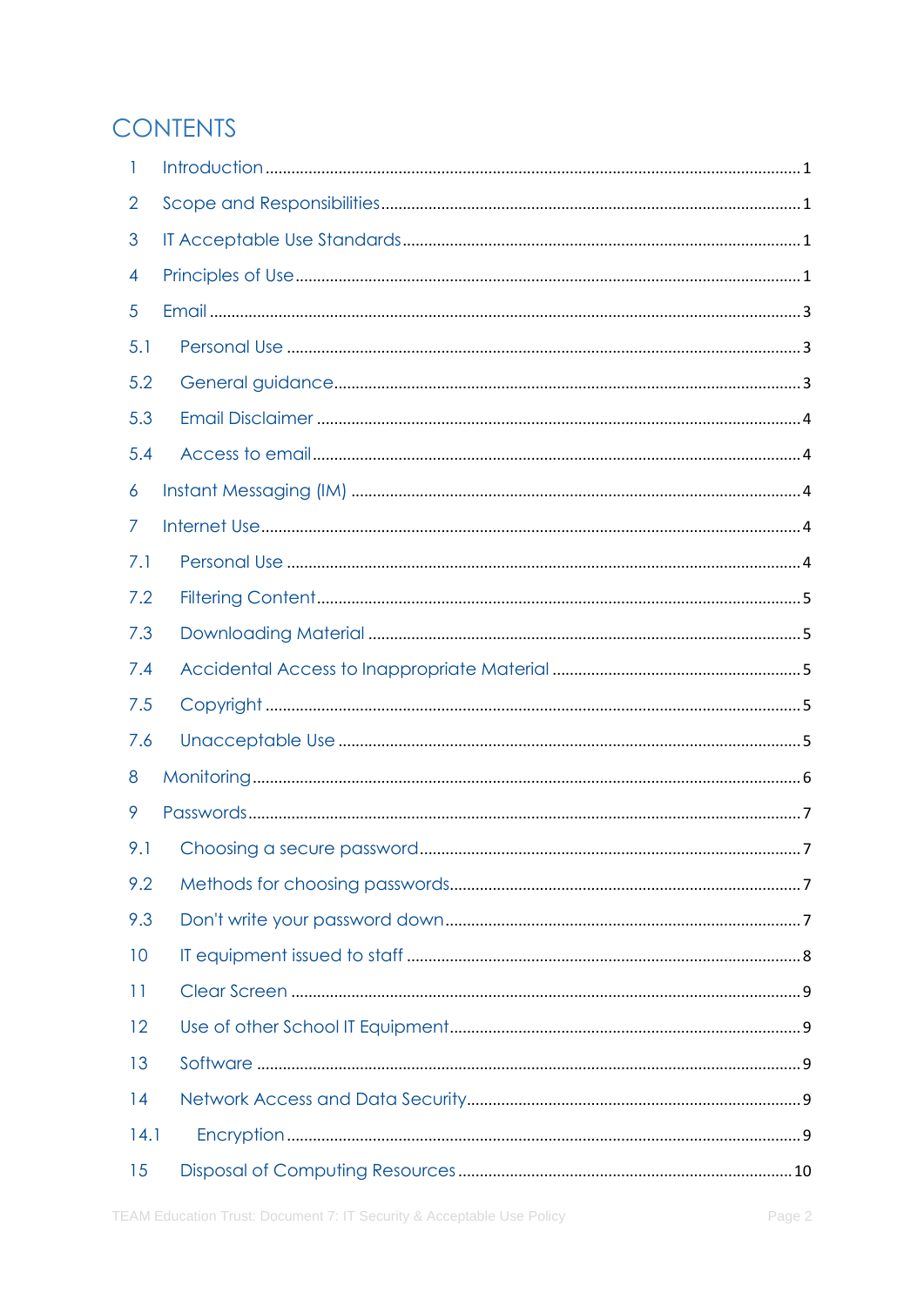# CONTENTS

| | | |
|---|---|---|
| 1 | Introduction | 1 |
| 2 | Scope and Responsibilities | 1 |
| 3 | IT Acceptable Use Standards | 1 |
| 4 | Principles of Use | 1 |
| 5 | Email | 3 |
| 5.1 | Personal Use | 3 |
| 5.2 | General guidance | 3 |
| 5.3 | Email Disclaimer | 4 |
| 5.4 | Access to email | 4 |
| 6 | Instant Messaging (IM) | 4 |
| 7 | Internet Use | 4 |
| 7.1 | Personal Use | 4 |
| 7.2 | Filtering Content | 5 |
| 7.3 | Downloading Material | 5 |
| 7.4 | Accidental Access to Inappropriate Material | 5 |
| 7.5 | Copyright | 5 |
| 7.6 | Unacceptable Use | 5 |
| 8 | Monitoring | 6 |
| 9 | Passwords | 7 |
| 9.1 | Choosing a secure password | 7 |
| 9.2 | Methods for choosing passwords | 7 |
| 9.3 | Don't write your password down | 7 |
| 10 | IT equipment issued to staff | 8 |
| 11 | Clear Screen | 9 |
| 12 | Use of other School IT Equipment | 9 |
| 13 | Software | 9 |
| 14 | Network Access and Data Security | 9 |
| 14.1 | Encryption | 9 |
| 15 | Disposal of Computing Resources | 10 |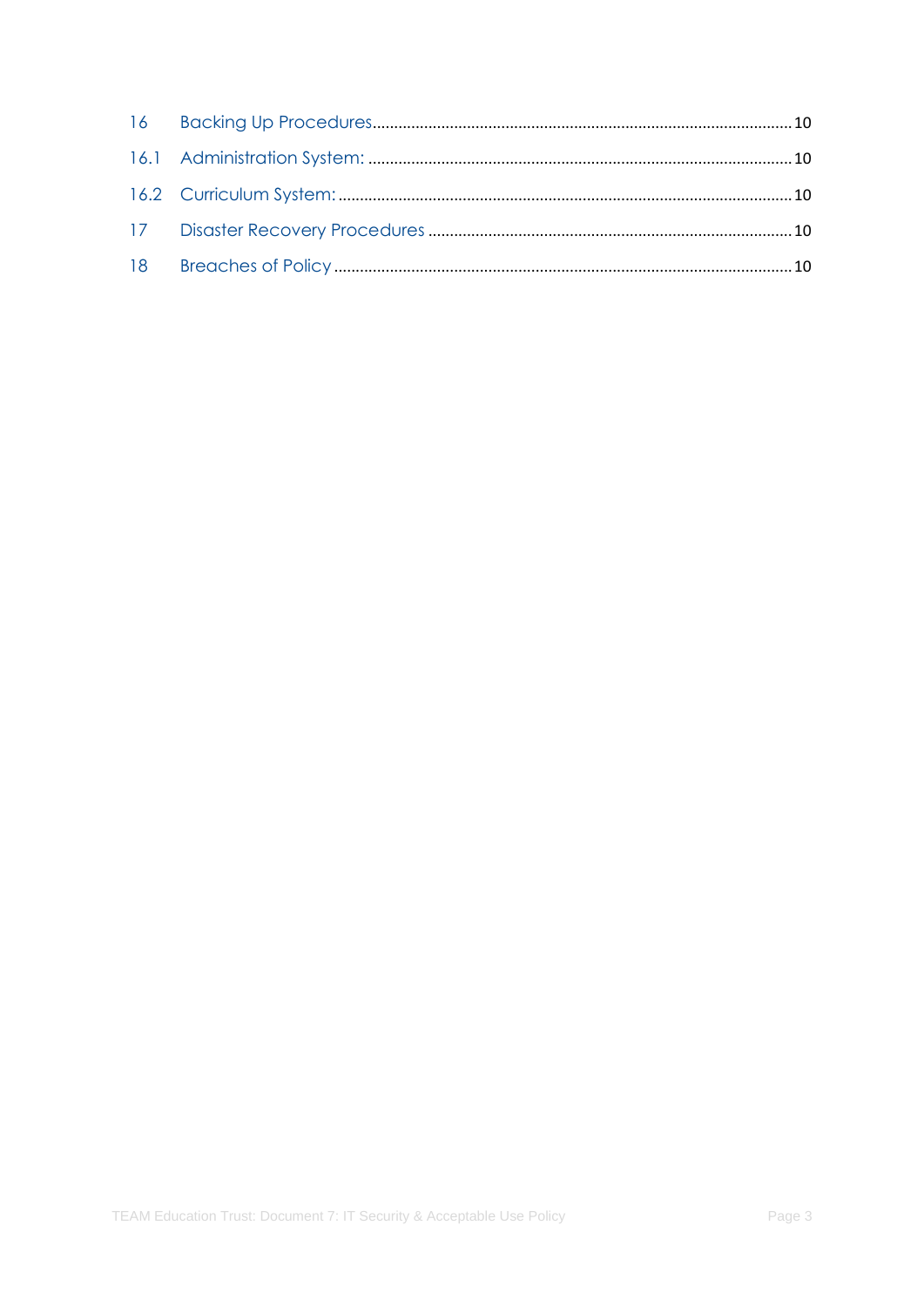16 Backing Up Procedures....10

16.1 Administration System: ....10

16.2 Curriculum System: ....10

17 Disaster Recovery Procedures ....10

18 Breaches of Policy ....10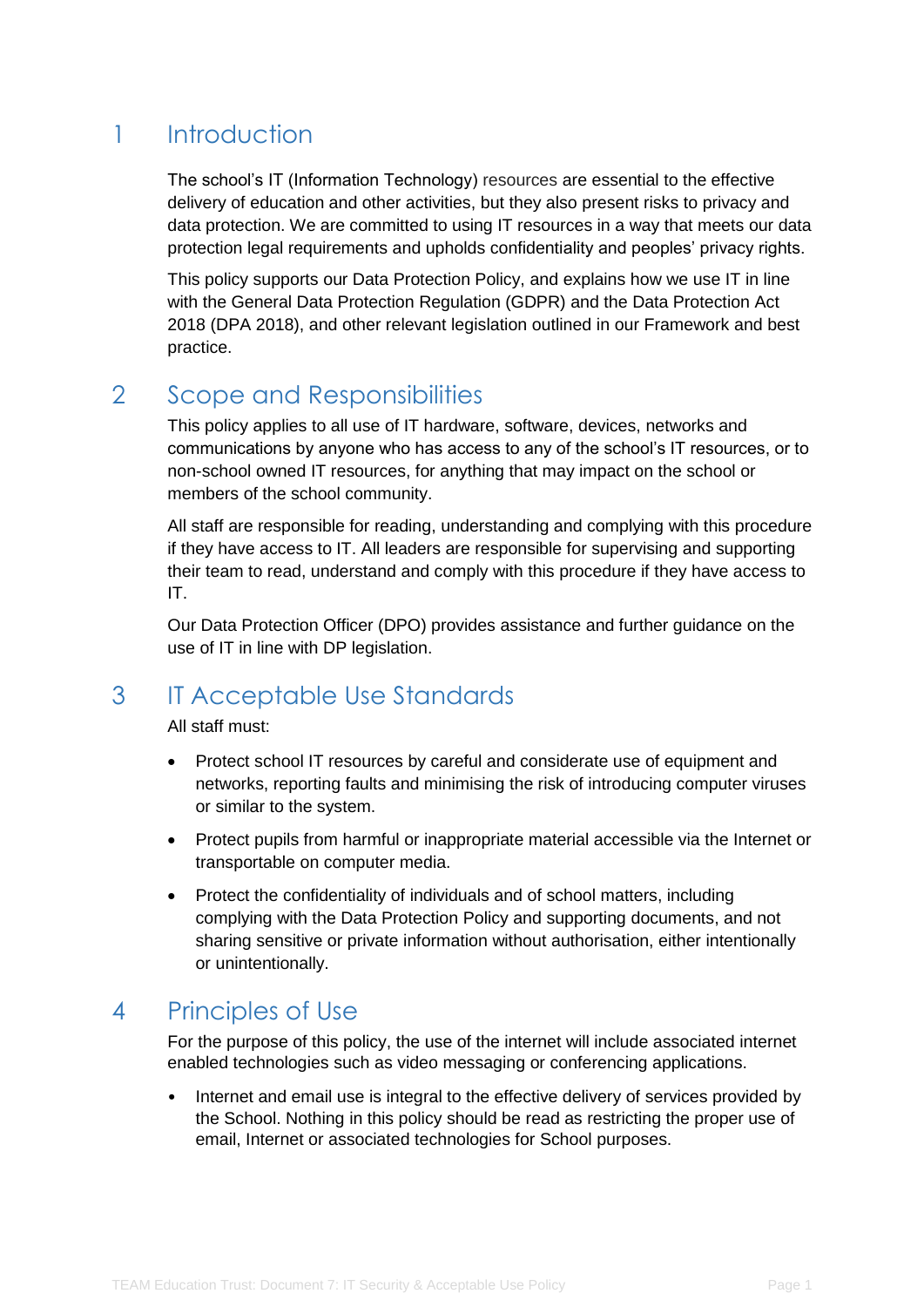## 1 Introduction

The school's IT (Information Technology) resources are essential to the effective delivery of education and other activities, but they also present risks to privacy and data protection. We are committed to using IT resources in a way that meets our data protection legal requirements and upholds confidentiality and peoples' privacy rights.

This policy supports our Data Protection Policy, and explains how we use IT in line with the General Data Protection Regulation (GDPR) and the Data Protection Act 2018 (DPA 2018), and other relevant legislation outlined in our Framework and best practice.

## 2 Scope and Responsibilities

This policy applies to all use of IT hardware, software, devices, networks and communications by anyone who has access to any of the school's IT resources, or to non-school owned IT resources, for anything that may impact on the school or members of the school community.

All staff are responsible for reading, understanding and complying with this procedure if they have access to IT. All leaders are responsible for supervising and supporting their team to read, understand and comply with this procedure if they have access to IT.

Our Data Protection Officer (DPO) provides assistance and further guidance on the use of IT in line with DP legislation.

## 3 IT Acceptable Use Standards

All staff must:

- Protect school IT resources by careful and considerate use of equipment and networks, reporting faults and minimising the risk of introducing computer viruses or similar to the system.
- Protect pupils from harmful or inappropriate material accessible via the Internet or transportable on computer media.
- Protect the confidentiality of individuals and of school matters, including complying with the Data Protection Policy and supporting documents, and not sharing sensitive or private information without authorisation, either intentionally or unintentionally.

## 4 Principles of Use

For the purpose of this policy, the use of the internet will include associated internet enabled technologies such as video messaging or conferencing applications.

- Internet and email use is integral to the effective delivery of services provided by the School. Nothing in this policy should be read as restricting the proper use of email, Internet or associated technologies for School purposes.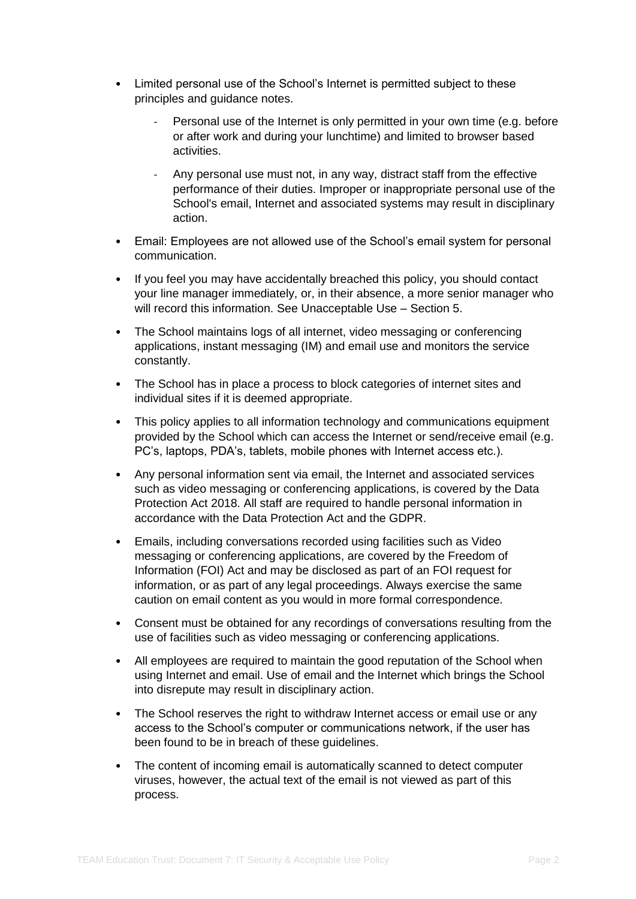- Limited personal use of the School's Internet is permitted subject to these principles and guidance notes.
    - Personal use of the Internet is only permitted in your own time (e.g. before or after work and during your lunchtime) and limited to browser based activities.
    - Any personal use must not, in any way, distract staff from the effective performance of their duties. Improper or inappropriate personal use of the School's email, Internet and associated systems may result in disciplinary action.
- Email: Employees are not allowed use of the School's email system for personal communication.
- If you feel you may have accidentally breached this policy, you should contact your line manager immediately, or, in their absence, a more senior manager who will record this information. See Unacceptable Use – Section 5.
- The School maintains logs of all internet, video messaging or conferencing applications, instant messaging (IM) and email use and monitors the service constantly.
- The School has in place a process to block categories of internet sites and individual sites if it is deemed appropriate.
- This policy applies to all information technology and communications equipment provided by the School which can access the Internet or send/receive email (e.g. PC's, laptops, PDA's, tablets, mobile phones with Internet access etc.).
- Any personal information sent via email, the Internet and associated services such as video messaging or conferencing applications, is covered by the Data Protection Act 2018. All staff are required to handle personal information in accordance with the Data Protection Act and the GDPR.
- Emails, including conversations recorded using facilities such as Video messaging or conferencing applications, are covered by the Freedom of Information (FOI) Act and may be disclosed as part of an FOI request for information, or as part of any legal proceedings. Always exercise the same caution on email content as you would in more formal correspondence.
- Consent must be obtained for any recordings of conversations resulting from the use of facilities such as video messaging or conferencing applications.
- All employees are required to maintain the good reputation of the School when using Internet and email. Use of email and the Internet which brings the School into disrepute may result in disciplinary action.
- The School reserves the right to withdraw Internet access or email use or any access to the School's computer or communications network, if the user has been found to be in breach of these guidelines.
- The content of incoming email is automatically scanned to detect computer viruses, however, the actual text of the email is not viewed as part of this process.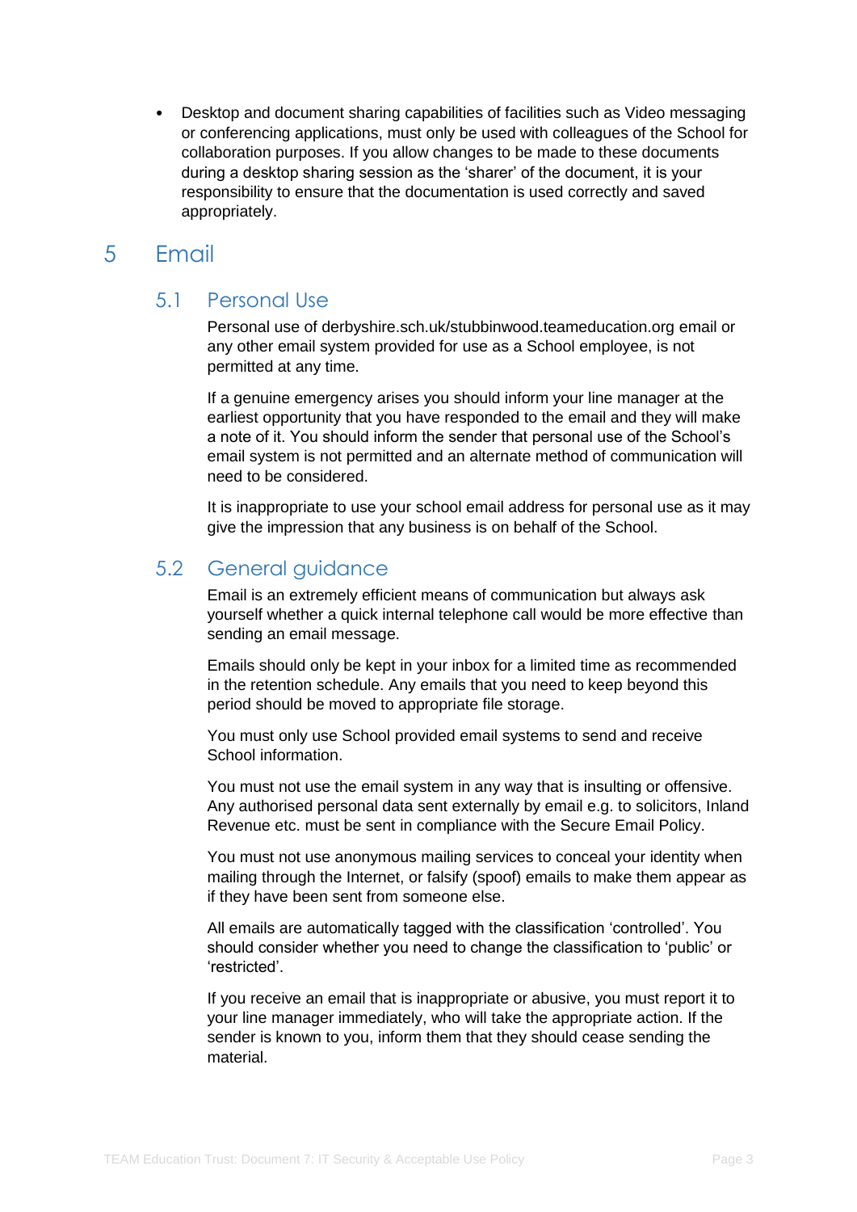- Desktop and document sharing capabilities of facilities such as Video messaging or conferencing applications, must only be used with colleagues of the School for collaboration purposes. If you allow changes to be made to these documents during a desktop sharing session as the 'sharer' of the document, it is your responsibility to ensure that the documentation is used correctly and saved appropriately.

# 5 Email

## 5.1 Personal Use

Personal use of derbyshire.sch.uk/stubbinwood.teameducation.org email or any other email system provided for use as a School employee, is not permitted at any time.

If a genuine emergency arises you should inform your line manager at the earliest opportunity that you have responded to the email and they will make a note of it. You should inform the sender that personal use of the School's email system is not permitted and an alternate method of communication will need to be considered.

It is inappropriate to use your school email address for personal use as it may give the impression that any business is on behalf of the School.

## 5.2 General guidance

Email is an extremely efficient means of communication but always ask yourself whether a quick internal telephone call would be more effective than sending an email message.

Emails should only be kept in your inbox for a limited time as recommended in the retention schedule. Any emails that you need to keep beyond this period should be moved to appropriate file storage.

You must only use School provided email systems to send and receive School information.

You must not use the email system in any way that is insulting or offensive. Any authorised personal data sent externally by email e.g. to solicitors, Inland Revenue etc. must be sent in compliance with the Secure Email Policy.

You must not use anonymous mailing services to conceal your identity when mailing through the Internet, or falsify (spoof) emails to make them appear as if they have been sent from someone else.

All emails are automatically tagged with the classification 'controlled'. You should consider whether you need to change the classification to 'public' or 'restricted'.

If you receive an email that is inappropriate or abusive, you must report it to your line manager immediately, who will take the appropriate action. If the sender is known to you, inform them that they should cease sending the material.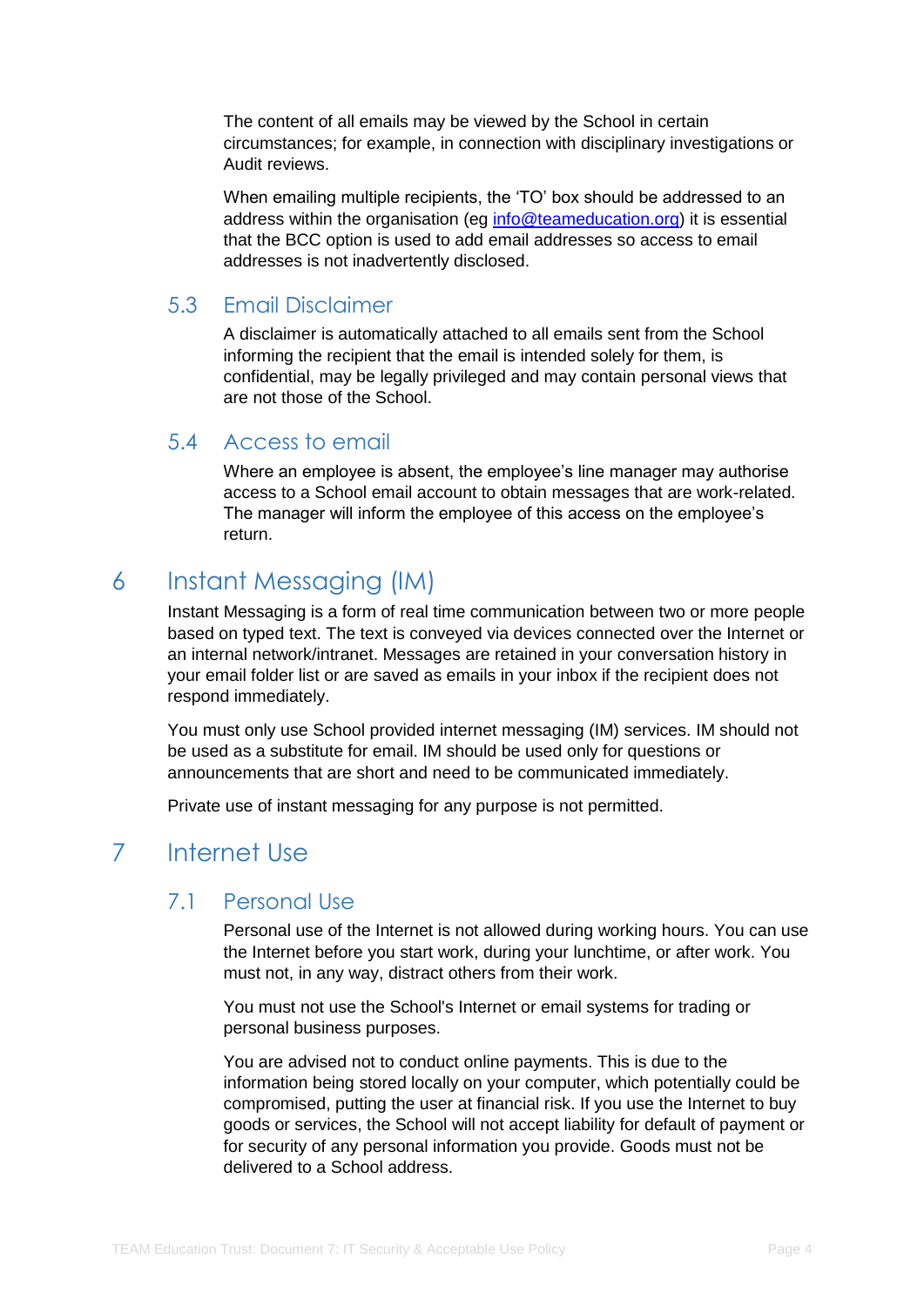The content of all emails may be viewed by the School in certain circumstances; for example, in connection with disciplinary investigations or Audit reviews.

When emailing multiple recipients, the 'TO' box should be addressed to an address within the organisation (eg info@teameducation.org) it is essential that the BCC option is used to add email addresses so access to email addresses is not inadvertently disclosed.

### 5.3 Email Disclaimer

A disclaimer is automatically attached to all emails sent from the School informing the recipient that the email is intended solely for them, is confidential, may be legally privileged and may contain personal views that are not those of the School.

### 5.4 Access to email

Where an employee is absent, the employee's line manager may authorise access to a School email account to obtain messages that are work-related. The manager will inform the employee of this access on the employee's return.

## 6 Instant Messaging (IM)

Instant Messaging is a form of real time communication between two or more people based on typed text. The text is conveyed via devices connected over the Internet or an internal network/intranet. Messages are retained in your conversation history in your email folder list or are saved as emails in your inbox if the recipient does not respond immediately.

You must only use School provided internet messaging (IM) services. IM should not be used as a substitute for email. IM should be used only for questions or announcements that are short and need to be communicated immediately.

Private use of instant messaging for any purpose is not permitted.

## 7 Internet Use

### 7.1 Personal Use

Personal use of the Internet is not allowed during working hours. You can use the Internet before you start work, during your lunchtime, or after work. You must not, in any way, distract others from their work.

You must not use the School's Internet or email systems for trading or personal business purposes.

You are advised not to conduct online payments. This is due to the information being stored locally on your computer, which potentially could be compromised, putting the user at financial risk. If you use the Internet to buy goods or services, the School will not accept liability for default of payment or for security of any personal information you provide. Goods must not be delivered to a School address.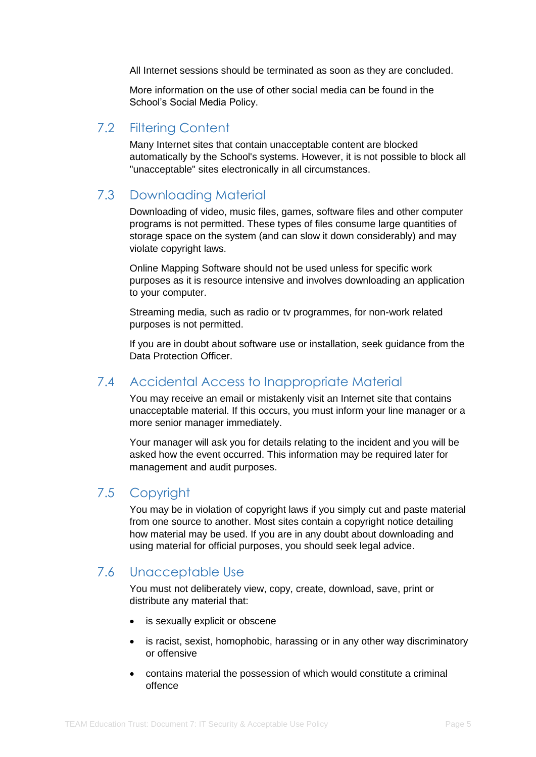All Internet sessions should be terminated as soon as they are concluded.

More information on the use of other social media can be found in the School's Social Media Policy.

## 7.2 Filtering Content

Many Internet sites that contain unacceptable content are blocked automatically by the School's systems. However, it is not possible to block all "unacceptable" sites electronically in all circumstances.

## 7.3 Downloading Material

Downloading of video, music files, games, software files and other computer programs is not permitted. These types of files consume large quantities of storage space on the system (and can slow it down considerably) and may violate copyright laws.

Online Mapping Software should not be used unless for specific work purposes as it is resource intensive and involves downloading an application to your computer.

Streaming media, such as radio or tv programmes, for non-work related purposes is not permitted.

If you are in doubt about software use or installation, seek guidance from the Data Protection Officer.

## 7.4 Accidental Access to Inappropriate Material

You may receive an email or mistakenly visit an Internet site that contains unacceptable material. If this occurs, you must inform your line manager or a more senior manager immediately.

Your manager will ask you for details relating to the incident and you will be asked how the event occurred. This information may be required later for management and audit purposes.

## 7.5 Copyright

You may be in violation of copyright laws if you simply cut and paste material from one source to another. Most sites contain a copyright notice detailing how material may be used. If you are in any doubt about downloading and using material for official purposes, you should seek legal advice.

## 7.6 Unacceptable Use

You must not deliberately view, copy, create, download, save, print or distribute any material that:

- is sexually explicit or obscene
- is racist, sexist, homophobic, harassing or in any other way discriminatory or offensive
- contains material the possession of which would constitute a criminal offence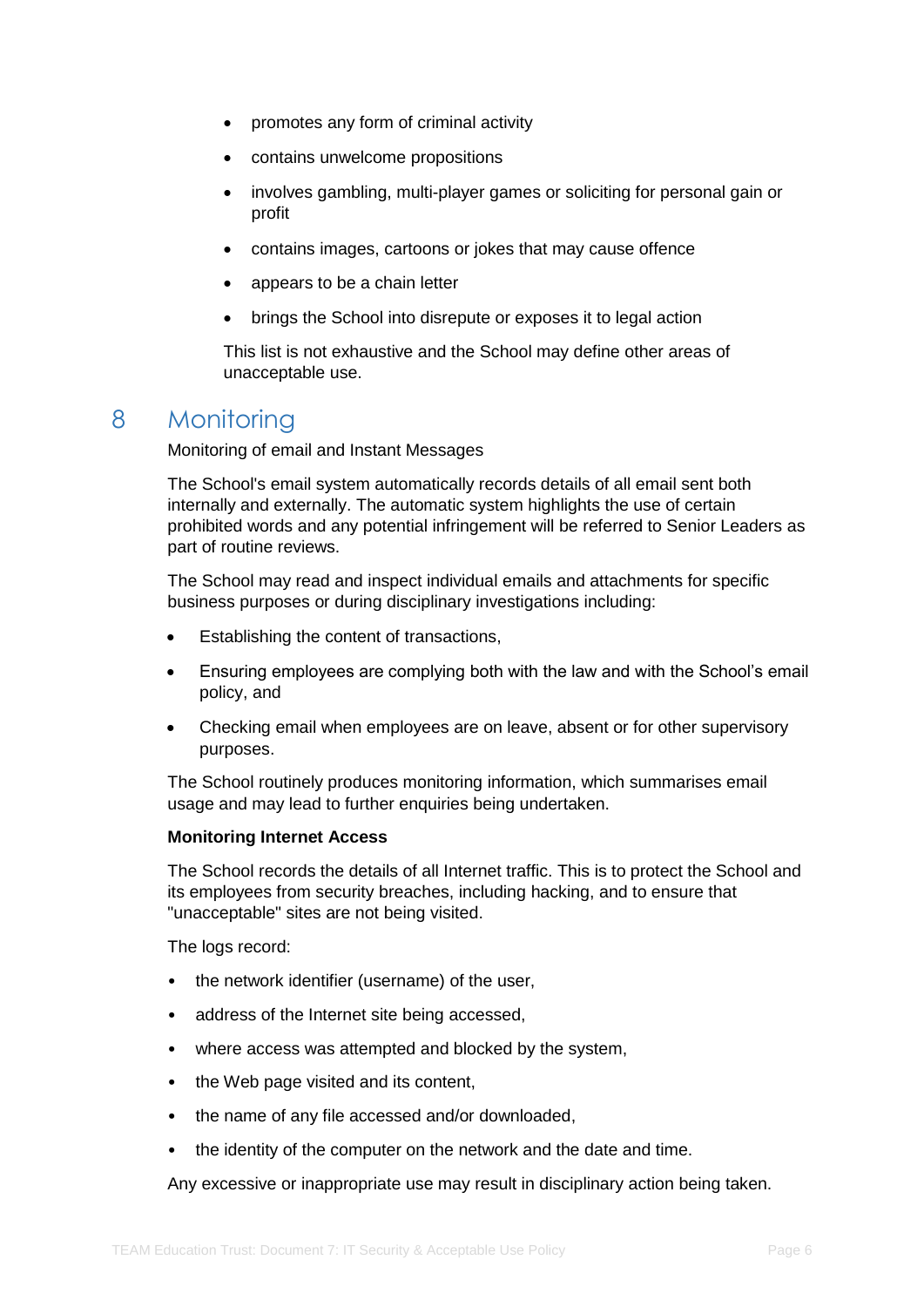- promotes any form of criminal activity
- contains unwelcome propositions
- involves gambling, multi-player games or soliciting for personal gain or profit
- contains images, cartoons or jokes that may cause offence
- appears to be a chain letter
- brings the School into disrepute or exposes it to legal action

This list is not exhaustive and the School may define other areas of unacceptable use.

# 8 Monitoring

Monitoring of email and Instant Messages

The School's email system automatically records details of all email sent both internally and externally. The automatic system highlights the use of certain prohibited words and any potential infringement will be referred to Senior Leaders as part of routine reviews.

The School may read and inspect individual emails and attachments for specific business purposes or during disciplinary investigations including:

- Establishing the content of transactions,
- Ensuring employees are complying both with the law and with the School's email policy, and
- Checking email when employees are on leave, absent or for other supervisory purposes.

The School routinely produces monitoring information, which summarises email usage and may lead to further enquiries being undertaken.

**Monitoring Internet Access**

The School records the details of all Internet traffic. This is to protect the School and its employees from security breaches, including hacking, and to ensure that "unacceptable" sites are not being visited.

The logs record:

- the network identifier (username) of the user,
- address of the Internet site being accessed,
- where access was attempted and blocked by the system,
- the Web page visited and its content,
- the name of any file accessed and/or downloaded,
- the identity of the computer on the network and the date and time.

Any excessive or inappropriate use may result in disciplinary action being taken.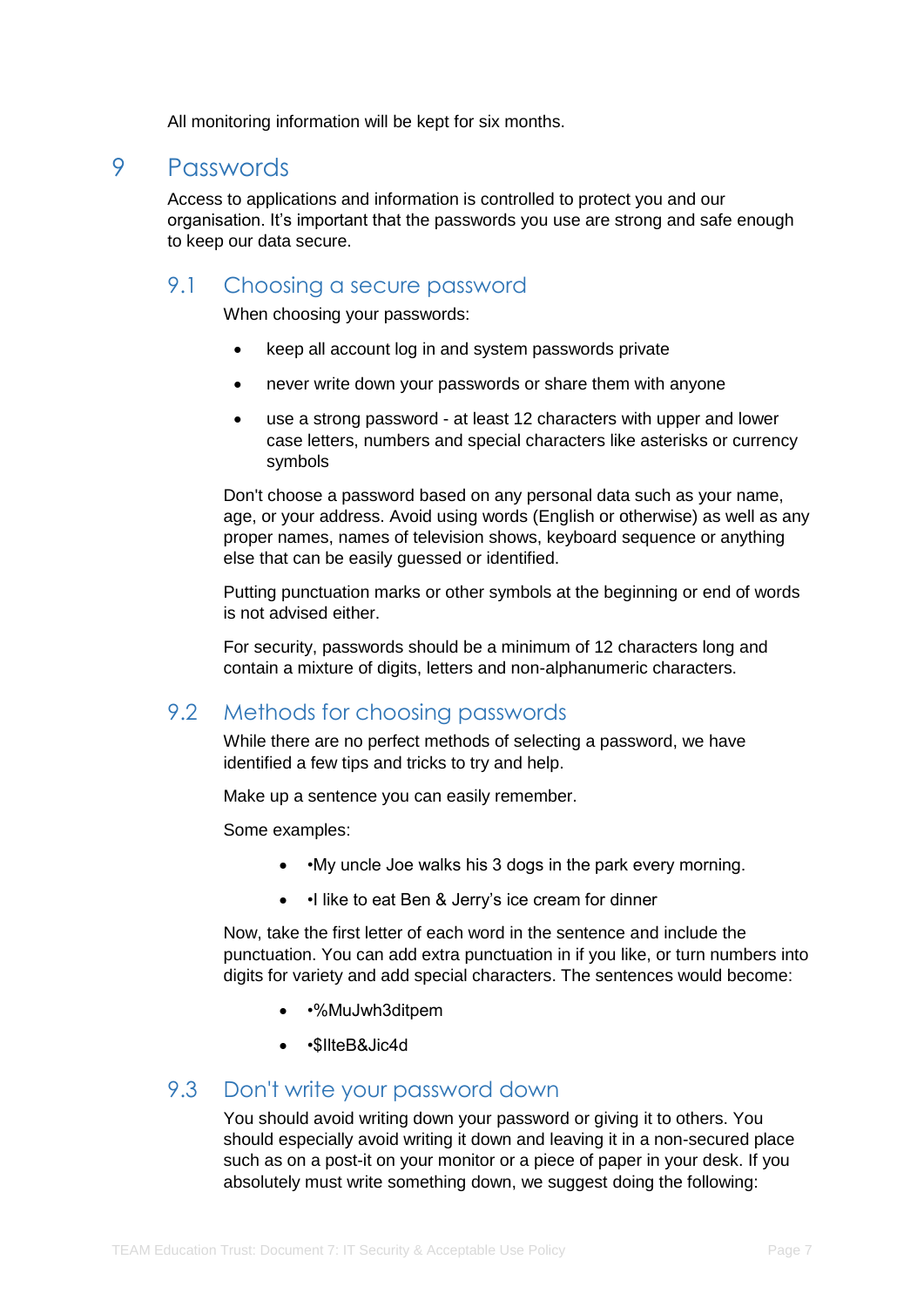All monitoring information will be kept for six months.

# 9 Passwords

Access to applications and information is controlled to protect you and our organisation. It's important that the passwords you use are strong and safe enough to keep our data secure.

## 9.1 Choosing a secure password

When choosing your passwords:

- keep all account log in and system passwords private
- never write down your passwords or share them with anyone
- use a strong password - at least 12 characters with upper and lower case letters, numbers and special characters like asterisks or currency symbols

Don't choose a password based on any personal data such as your name, age, or your address. Avoid using words (English or otherwise) as well as any proper names, names of television shows, keyboard sequence or anything else that can be easily guessed or identified.

Putting punctuation marks or other symbols at the beginning or end of words is not advised either.

For security, passwords should be a minimum of 12 characters long and contain a mixture of digits, letters and non-alphanumeric characters.

## 9.2 Methods for choosing passwords

While there are no perfect methods of selecting a password, we have identified a few tips and tricks to try and help.

Make up a sentence you can easily remember.

Some examples:

- •My uncle Joe walks his 3 dogs in the park every morning.
- •I like to eat Ben & Jerry's ice cream for dinner

Now, take the first letter of each word in the sentence and include the punctuation. You can add extra punctuation in if you like, or turn numbers into digits for variety and add special characters. The sentences would become:

- •%MuJwh3ditpem
- •$IlteB&Jic4d

## 9.3 Don't write your password down

You should avoid writing down your password or giving it to others. You should especially avoid writing it down and leaving it in a non-secured place such as on a post-it on your monitor or a piece of paper in your desk. If you absolutely must write something down, we suggest doing the following: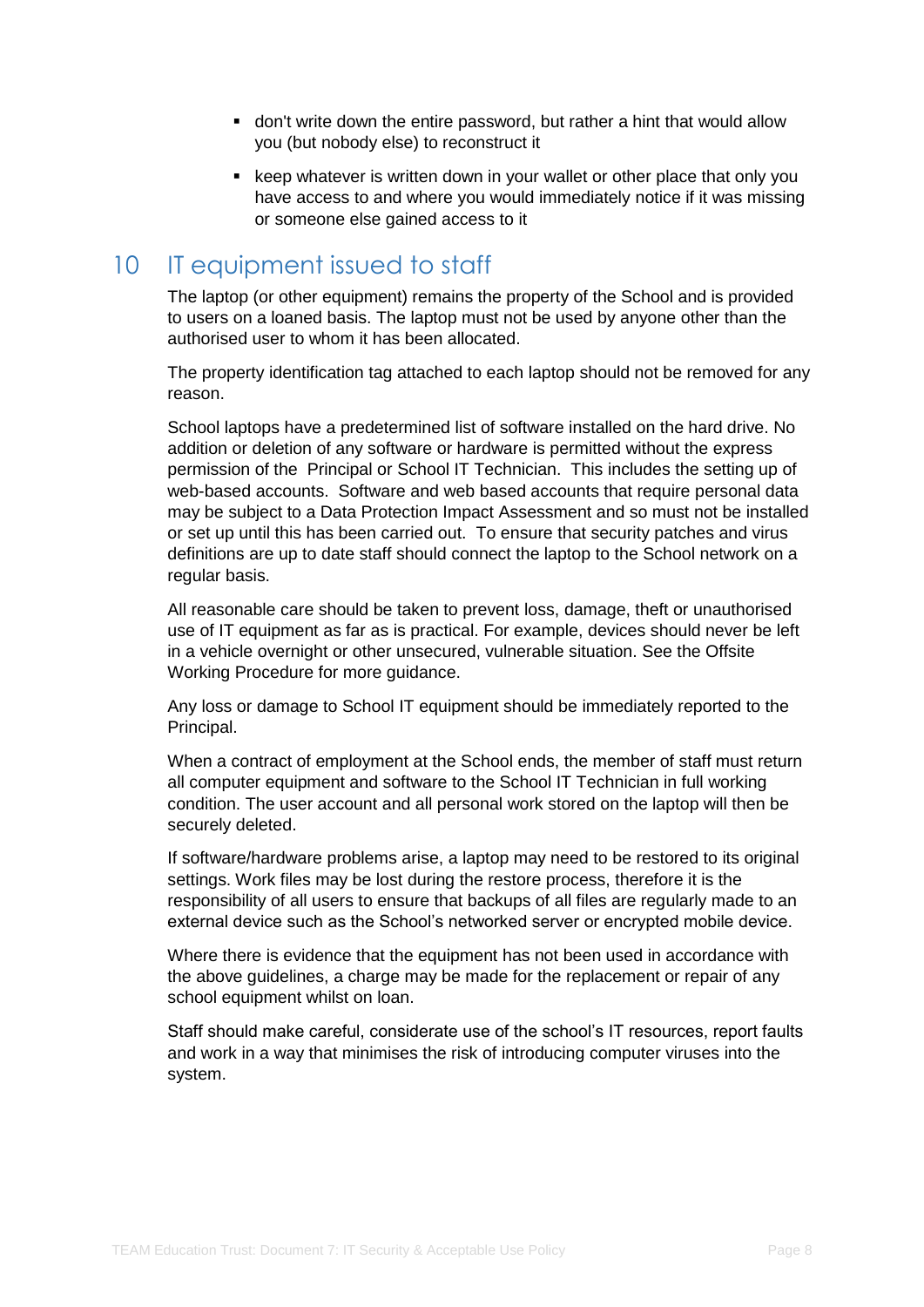- don't write down the entire password, but rather a hint that would allow you (but nobody else) to reconstruct it
- keep whatever is written down in your wallet or other place that only you have access to and where you would immediately notice if it was missing or someone else gained access to it

## 10 IT equipment issued to staff

The laptop (or other equipment) remains the property of the School and is provided to users on a loaned basis. The laptop must not be used by anyone other than the authorised user to whom it has been allocated.

The property identification tag attached to each laptop should not be removed for any reason.

School laptops have a predetermined list of software installed on the hard drive. No addition or deletion of any software or hardware is permitted without the express permission of the Principal or School IT Technician. This includes the setting up of web-based accounts. Software and web based accounts that require personal data may be subject to a Data Protection Impact Assessment and so must not be installed or set up until this has been carried out. To ensure that security patches and virus definitions are up to date staff should connect the laptop to the School network on a regular basis.

All reasonable care should be taken to prevent loss, damage, theft or unauthorised use of IT equipment as far as is practical. For example, devices should never be left in a vehicle overnight or other unsecured, vulnerable situation. See the Offsite Working Procedure for more guidance.

Any loss or damage to School IT equipment should be immediately reported to the Principal.

When a contract of employment at the School ends, the member of staff must return all computer equipment and software to the School IT Technician in full working condition. The user account and all personal work stored on the laptop will then be securely deleted.

If software/hardware problems arise, a laptop may need to be restored to its original settings. Work files may be lost during the restore process, therefore it is the responsibility of all users to ensure that backups of all files are regularly made to an external device such as the School's networked server or encrypted mobile device.

Where there is evidence that the equipment has not been used in accordance with the above guidelines, a charge may be made for the replacement or repair of any school equipment whilst on loan.

Staff should make careful, considerate use of the school's IT resources, report faults and work in a way that minimises the risk of introducing computer viruses into the system.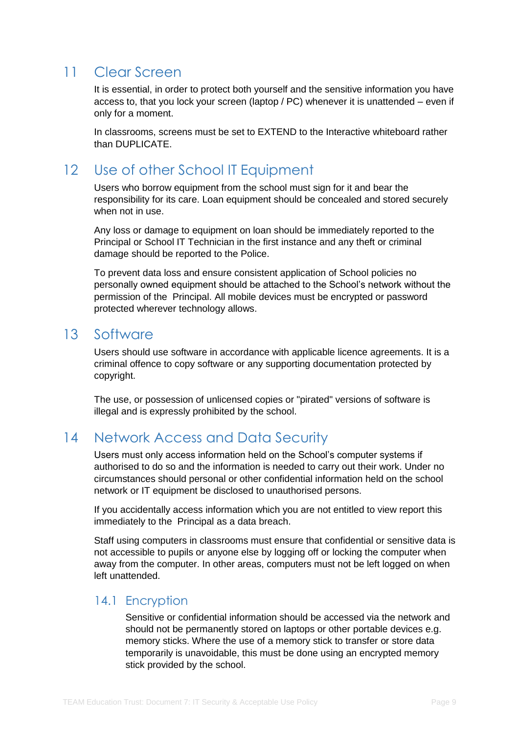## 11 Clear Screen

It is essential, in order to protect both yourself and the sensitive information you have access to, that you lock your screen (laptop / PC) whenever it is unattended – even if only for a moment.

In classrooms, screens must be set to EXTEND to the Interactive whiteboard rather than DUPLICATE.

## 12 Use of other School IT Equipment

Users who borrow equipment from the school must sign for it and bear the responsibility for its care. Loan equipment should be concealed and stored securely when not in use.

Any loss or damage to equipment on loan should be immediately reported to the Principal or School IT Technician in the first instance and any theft or criminal damage should be reported to the Police.

To prevent data loss and ensure consistent application of School policies no personally owned equipment should be attached to the School's network without the permission of the Principal. All mobile devices must be encrypted or password protected wherever technology allows.

## 13 Software

Users should use software in accordance with applicable licence agreements. It is a criminal offence to copy software or any supporting documentation protected by copyright.

The use, or possession of unlicensed copies or "pirated" versions of software is illegal and is expressly prohibited by the school.

## 14 Network Access and Data Security

Users must only access information held on the School's computer systems if authorised to do so and the information is needed to carry out their work. Under no circumstances should personal or other confidential information held on the school network or IT equipment be disclosed to unauthorised persons.

If you accidentally access information which you are not entitled to view report this immediately to the Principal as a data breach.

Staff using computers in classrooms must ensure that confidential or sensitive data is not accessible to pupils or anyone else by logging off or locking the computer when away from the computer. In other areas, computers must not be left logged on when left unattended.

### 14.1 Encryption

Sensitive or confidential information should be accessed via the network and should not be permanently stored on laptops or other portable devices e.g. memory sticks. Where the use of a memory stick to transfer or store data temporarily is unavoidable, this must be done using an encrypted memory stick provided by the school.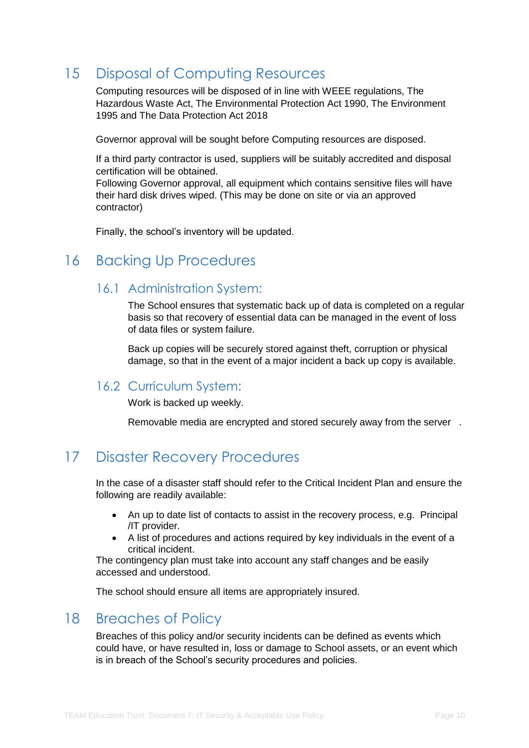## 15 Disposal of Computing Resources

Computing resources will be disposed of in line with WEEE regulations, The Hazardous Waste Act, The Environmental Protection Act 1990, The Environment 1995 and The Data Protection Act 2018

Governor approval will be sought before Computing resources are disposed.

If a third party contractor is used, suppliers will be suitably accredited and disposal certification will be obtained.
Following Governor approval, all equipment which contains sensitive files will have their hard disk drives wiped. (This may be done on site or via an approved contractor)

Finally, the school's inventory will be updated.

## 16 Backing Up Procedures

### 16.1 Administration System:

The School ensures that systematic back up of data is completed on a regular basis so that recovery of essential data can be managed in the event of loss of data files or system failure.

Back up copies will be securely stored against theft, corruption or physical damage, so that in the event of a major incident a back up copy is available.

### 16.2 Curriculum System:

Work is backed up weekly.

Removable media are encrypted and stored securely away from the server .

## 17 Disaster Recovery Procedures

In the case of a disaster staff should refer to the Critical Incident Plan and ensure the following are readily available:

- An up to date list of contacts to assist in the recovery process, e.g. Principal /IT provider.
- A list of procedures and actions required by key individuals in the event of a critical incident.

The contingency plan must take into account any staff changes and be easily accessed and understood.

The school should ensure all items are appropriately insured.

## 18 Breaches of Policy

Breaches of this policy and/or security incidents can be defined as events which could have, or have resulted in, loss or damage to School assets, or an event which is in breach of the School's security procedures and policies.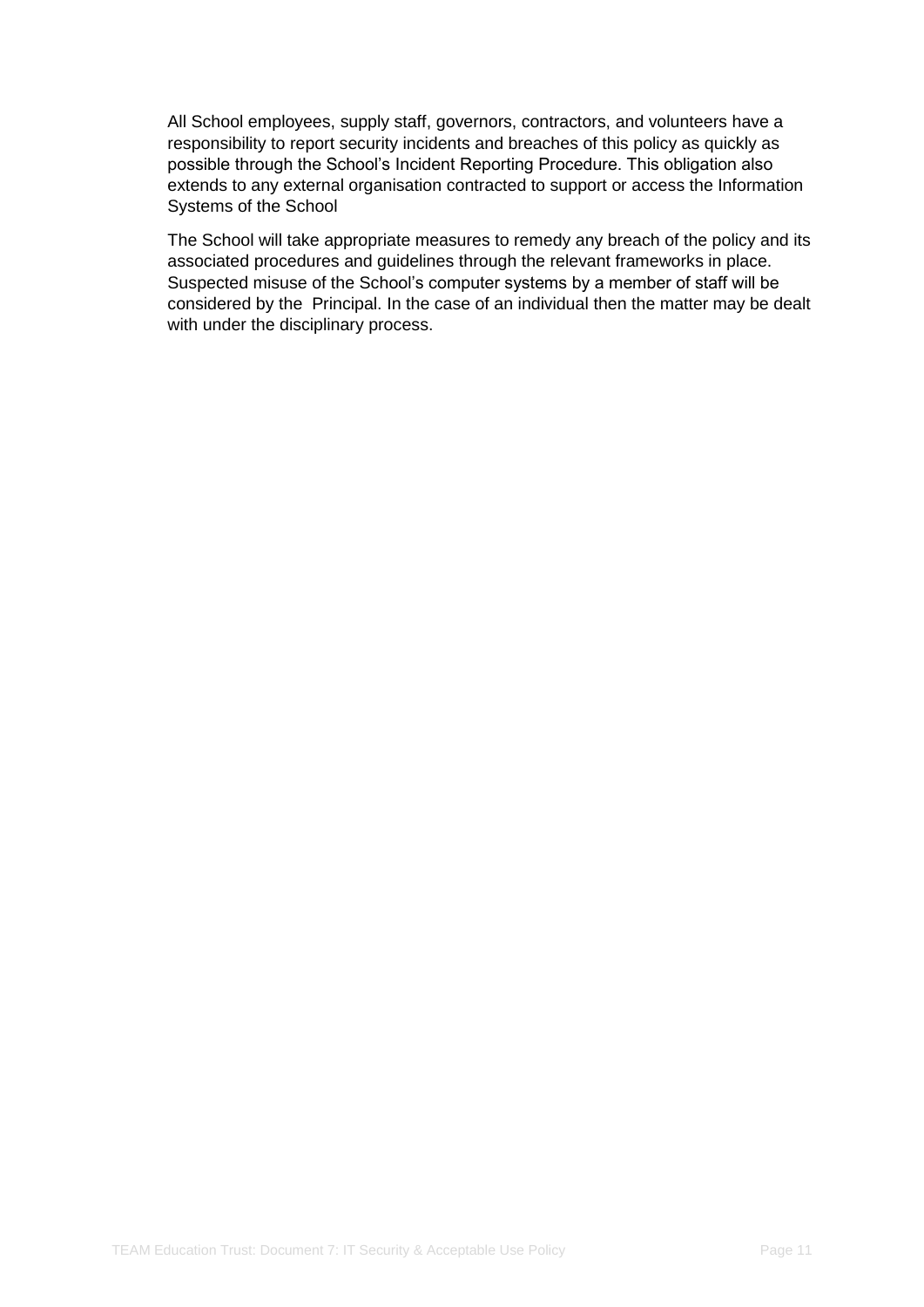All School employees, supply staff, governors, contractors, and volunteers have a responsibility to report security incidents and breaches of this policy as quickly as possible through the School's Incident Reporting Procedure. This obligation also extends to any external organisation contracted to support or access the Information Systems of the School

The School will take appropriate measures to remedy any breach of the policy and its associated procedures and guidelines through the relevant frameworks in place. Suspected misuse of the School's computer systems by a member of staff will be considered by the Principal. In the case of an individual then the matter may be dealt with under the disciplinary process.